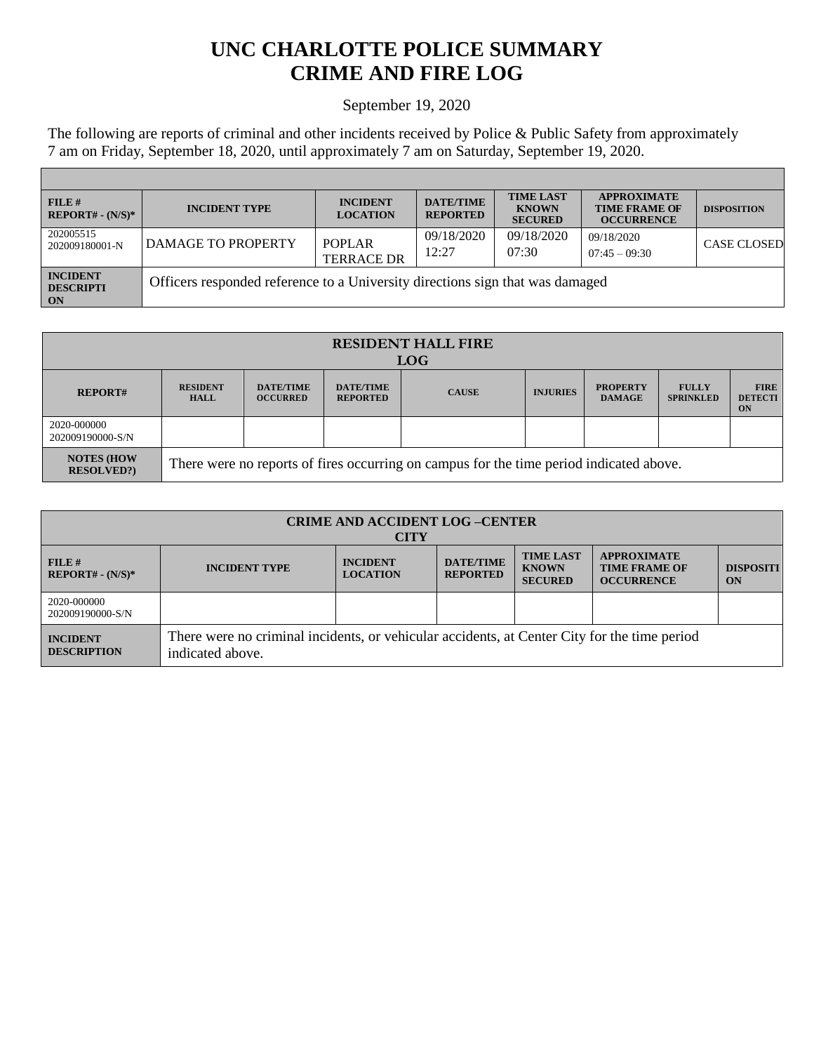# UNC CHARLOTTE POLICE SUMMARY
# CRIME AND FIRE LOG

September 19, 2020

The following are reports of criminal and other incidents received by Police & Public Safety from approximately 7 am on Friday, September 18, 2020, until approximately 7 am on Saturday, September 19, 2020.

| FILE # REPORT# - (N/S)* | INCIDENT TYPE | INCIDENT LOCATION | DATE/TIME REPORTED | TIME LAST KNOWN SECURED | APPROXIMATE TIME FRAME OF OCCURRENCE | DISPOSITION |
|---|---|---|---|---|---|---|
| 202005515 202009180001-N | DAMAGE TO PROPERTY | POPLAR TERRACE DR | 09/18/2020 12:27 | 09/18/2020 07:30 | 09/18/2020 07:45 – 09:30 | CASE CLOSED |
| INCIDENT DESCRIPTION | Officers responded reference to a University directions sign that was damaged | | | | | |

| RESIDENT HALL FIRE LOG | | | | | | | | |
|---|---|---|---|---|---|---|---|---|
| REPORT# | RESIDENT HALL | DATE/TIME OCCURRED | DATE/TIME REPORTED | CAUSE | INJURIES | PROPERTY DAMAGE | FULLY SPRINKLED | FIRE DETECTION |
| 2020-000000 202009190000-S/N | | | | | | | | |
| NOTES (HOW RESOLVED?) | There were no reports of fires occurring on campus for the time period indicated above. | | | | | | | |

| CRIME AND ACCIDENT LOG –CENTER CITY | | | | | | |
|---|---|---|---|---|---|---|
| FILE # REPORT# - (N/S)* | INCIDENT TYPE | INCIDENT LOCATION | DATE/TIME REPORTED | TIME LAST KNOWN SECURED | APPROXIMATE TIME FRAME OF OCCURRENCE | DISPOSITION |
| 2020-000000 202009190000-S/N | | | | | | |
| INCIDENT DESCRIPTION | There were no criminal incidents, or vehicular accidents, at Center City for the time period indicated above. | | | | | |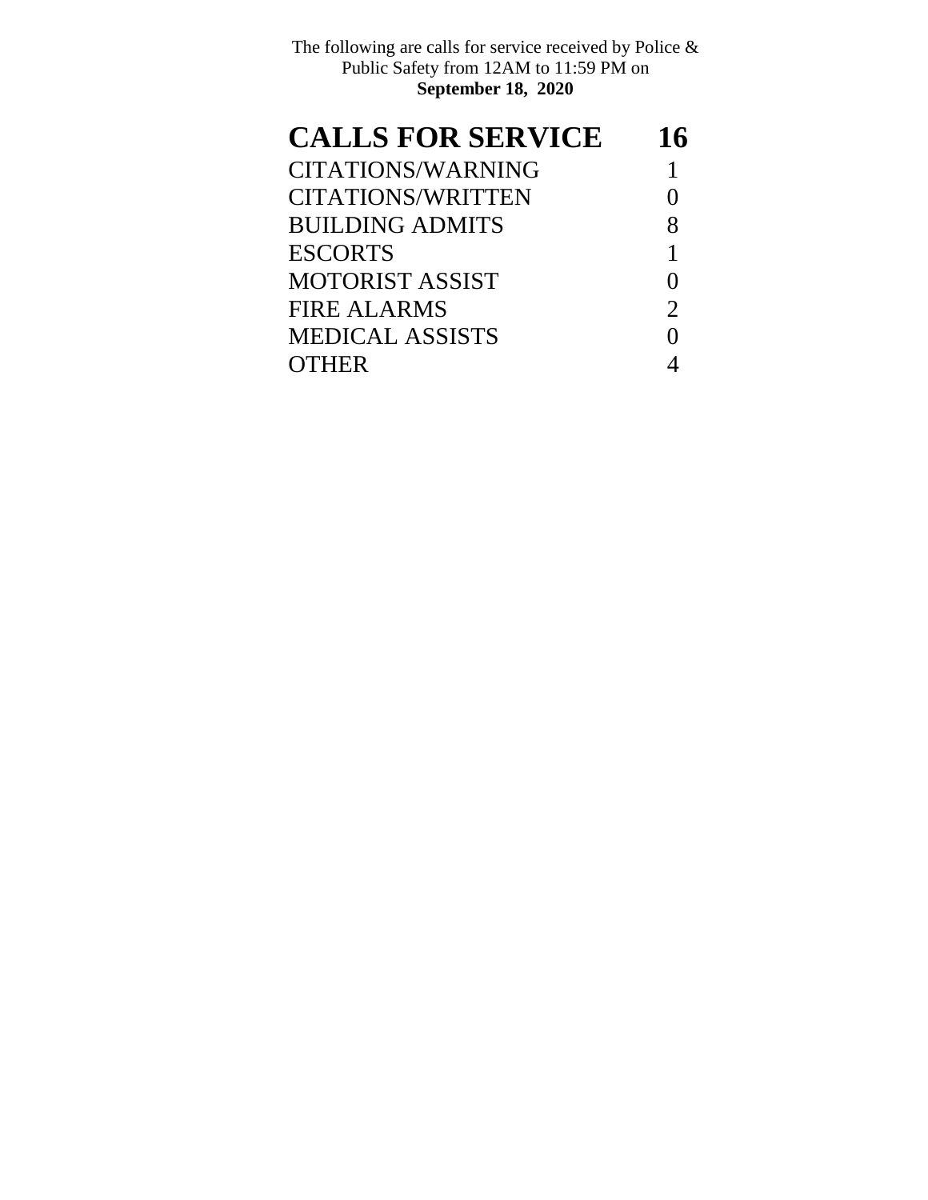The following are calls for service received by Police & Public Safety from 12AM to 11:59 PM on
**September 18, 2020**

| **CALLS FOR SERVICE** | **16** |
|---|---|
| CITATIONS/WARNING | 1 |
| CITATIONS/WRITTEN | 0 |
| BUILDING ADMITS | 8 |
| ESCORTS | 1 |
| MOTORIST ASSIST | 0 |
| FIRE ALARMS | 2 |
| MEDICAL ASSISTS | 0 |
| OTHER | 4 |